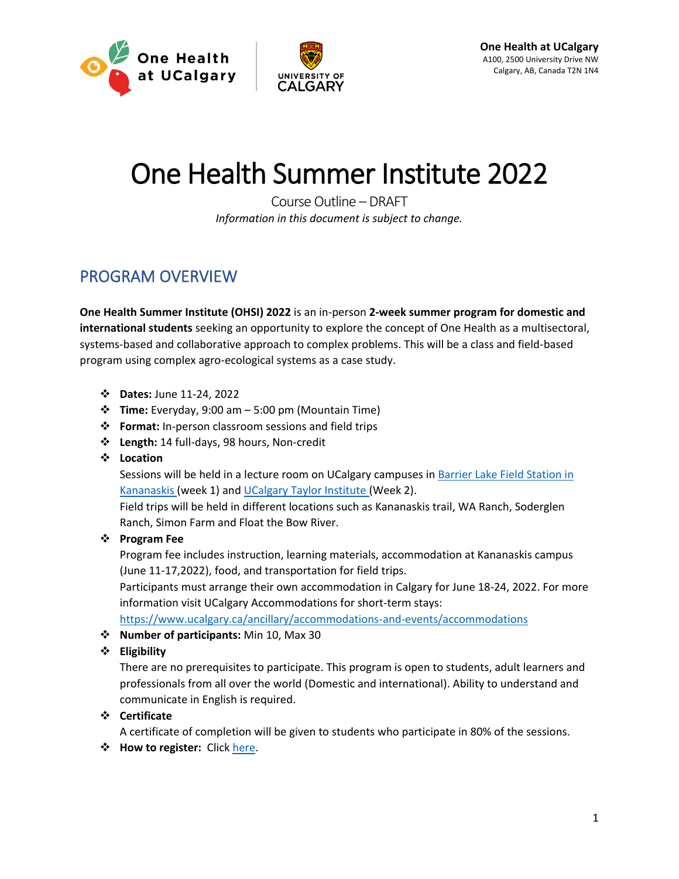One Health at UCalgary
A100, 2500 University Drive NW
Calgary, AB, Canada T2N 1N4

# One Health Summer Institute 2022

Course Outline – DRAFT

*Information in this document is subject to change.*

## PROGRAM OVERVIEW

**One Health Summer Institute (OHSI) 2022** is an in-person **2-week summer program for domestic and international students** seeking an opportunity to explore the concept of One Health as a multisectoral, systems-based and collaborative approach to complex problems. This will be a class and field-based program using complex agro-ecological systems as a case study.

- **Dates:** June 11-24, 2022
- **Time:** Everyday, 9:00 am – 5:00 pm (Mountain Time)
- **Format:** In-person classroom sessions and field trips
- **Length:** 14 full-days, 98 hours, Non-credit
- **Location**
  Sessions will be held in a lecture room on UCalgary campuses in Barrier Lake Field Station in Kananaskis (week 1) and UCalgary Taylor Institute (Week 2).
  Field trips will be held in different locations such as Kananaskis trail, WA Ranch, Soderglen Ranch, Simon Farm and Float the Bow River.
- **Program Fee**
  Program fee includes instruction, learning materials, accommodation at Kananaskis campus (June 11-17,2022), food, and transportation for field trips.
  Participants must arrange their own accommodation in Calgary for June 18-24, 2022. For more information visit UCalgary Accommodations for short-term stays: https://www.ucalgary.ca/ancillary/accommodations-and-events/accommodations
- **Number of participants:** Min 10, Max 30
- **Eligibility**
  There are no prerequisites to participate. This program is open to students, adult learners and professionals from all over the world (Domestic and international). Ability to understand and communicate in English is required.
- **Certificate**
  A certificate of completion will be given to students who participate in 80% of the sessions.
- **How to register:** Click here.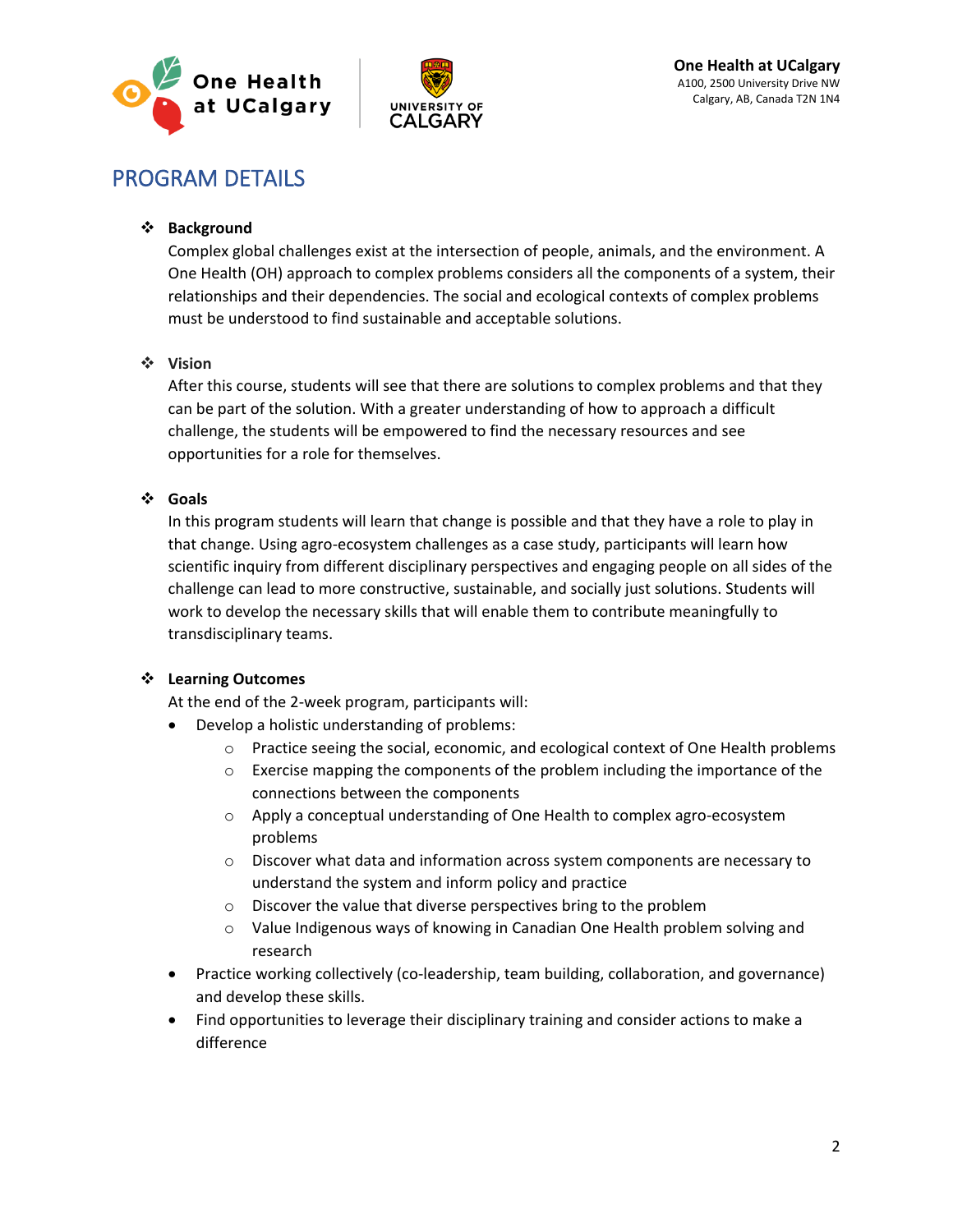## PROGRAM DETAILS

- **Background**

  Complex global challenges exist at the intersection of people, animals, and the environment. A One Health (OH) approach to complex problems considers all the components of a system, their relationships and their dependencies. The social and ecological contexts of complex problems must be understood to find sustainable and acceptable solutions.

- **Vision**

  After this course, students will see that there are solutions to complex problems and that they can be part of the solution. With a greater understanding of how to approach a difficult challenge, the students will be empowered to find the necessary resources and see opportunities for a role for themselves.

- **Goals**

  In this program students will learn that change is possible and that they have a role to play in that change. Using agro-ecosystem challenges as a case study, participants will learn how scientific inquiry from different disciplinary perspectives and engaging people on all sides of the challenge can lead to more constructive, sustainable, and socially just solutions. Students will work to develop the necessary skills that will enable them to contribute meaningfully to transdisciplinary teams.

- **Learning Outcomes**

  At the end of the 2-week program, participants will:

  - Develop a holistic understanding of problems:
    - Practice seeing the social, economic, and ecological context of One Health problems
    - Exercise mapping the components of the problem including the importance of the connections between the components
    - Apply a conceptual understanding of One Health to complex agro-ecosystem problems
    - Discover what data and information across system components are necessary to understand the system and inform policy and practice
    - Discover the value that diverse perspectives bring to the problem
    - Value Indigenous ways of knowing in Canadian One Health problem solving and research
  - Practice working collectively (co-leadership, team building, collaboration, and governance) and develop these skills.
  - Find opportunities to leverage their disciplinary training and consider actions to make a difference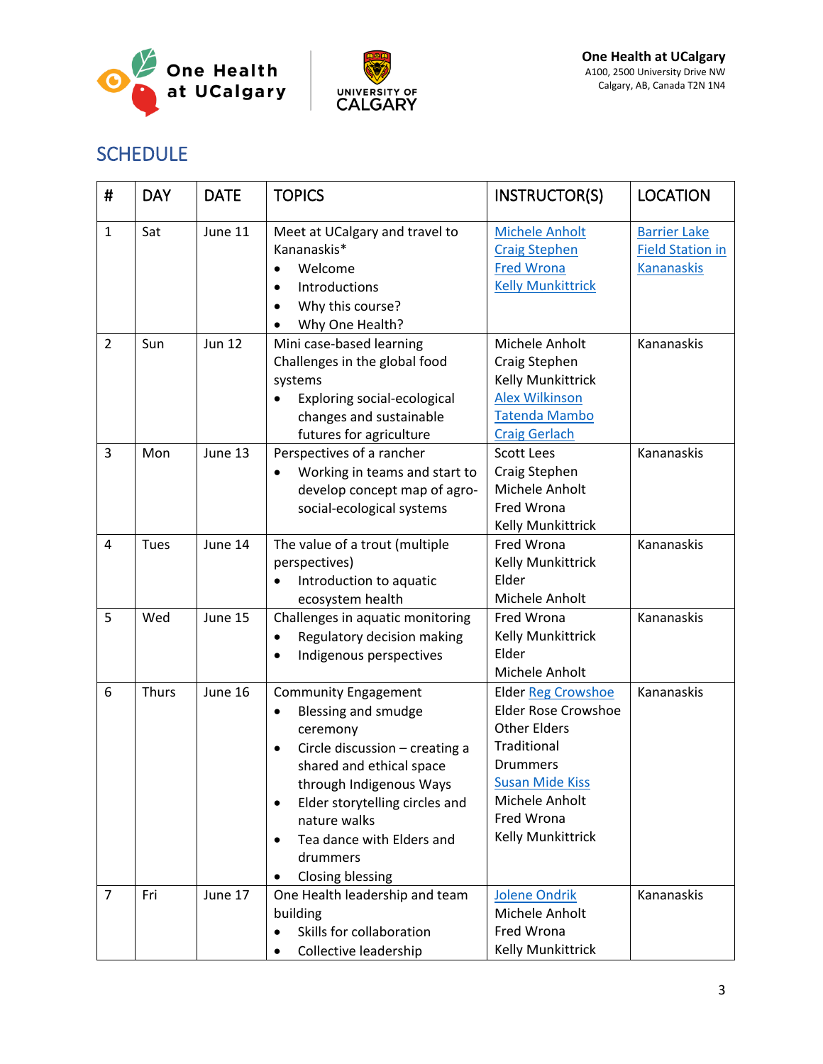One Health at UCalgary
A100, 2500 University Drive NW
Calgary, AB, Canada T2N 1N4

## SCHEDULE

| # | DAY | DATE | TOPICS | INSTRUCTOR(S) | LOCATION |
|---|---|---|---|---|---|
| 1 | Sat | June 11 | Meet at UCalgary and travel to Kananaskis*<br>• Welcome<br>• Introductions<br>• Why this course?<br>• Why One Health? | Michele Anholt<br>Craig Stephen<br>Fred Wrona<br>Kelly Munkittrick | Barrier Lake Field Station in Kananaskis |
| 2 | Sun | Jun 12 | Mini case-based learning Challenges in the global food systems<br>• Exploring social-ecological changes and sustainable futures for agriculture | Michele Anholt<br>Craig Stephen<br>Kelly Munkittrick<br>Alex Wilkinson<br>Tatenda Mambo<br>Craig Gerlach | Kananaskis |
| 3 | Mon | June 13 | Perspectives of a rancher<br>• Working in teams and start to develop concept map of agro-social-ecological systems | Scott Lees<br>Craig Stephen<br>Michele Anholt<br>Fred Wrona<br>Kelly Munkittrick | Kananaskis |
| 4 | Tues | June 14 | The value of a trout (multiple perspectives)<br>• Introduction to aquatic ecosystem health | Fred Wrona<br>Kelly Munkittrick<br>Elder<br>Michele Anholt | Kananaskis |
| 5 | Wed | June 15 | Challenges in aquatic monitoring<br>• Regulatory decision making<br>• Indigenous perspectives | Fred Wrona<br>Kelly Munkittrick<br>Elder<br>Michele Anholt | Kananaskis |
| 6 | Thurs | June 16 | Community Engagement<br>• Blessing and smudge ceremony<br>• Circle discussion – creating a shared and ethical space through Indigenous Ways<br>• Elder storytelling circles and nature walks<br>• Tea dance with Elders and drummers<br>• Closing blessing | Elder Reg Crowshoe<br>Elder Rose Crowshoe<br>Other Elders<br>Traditional Drummers<br>Susan Mide Kiss<br>Michele Anholt<br>Fred Wrona<br>Kelly Munkittrick | Kananaskis |
| 7 | Fri | June 17 | One Health leadership and team building<br>• Skills for collaboration<br>• Collective leadership | Jolene Ondrik<br>Michele Anholt<br>Fred Wrona<br>Kelly Munkittrick | Kananaskis |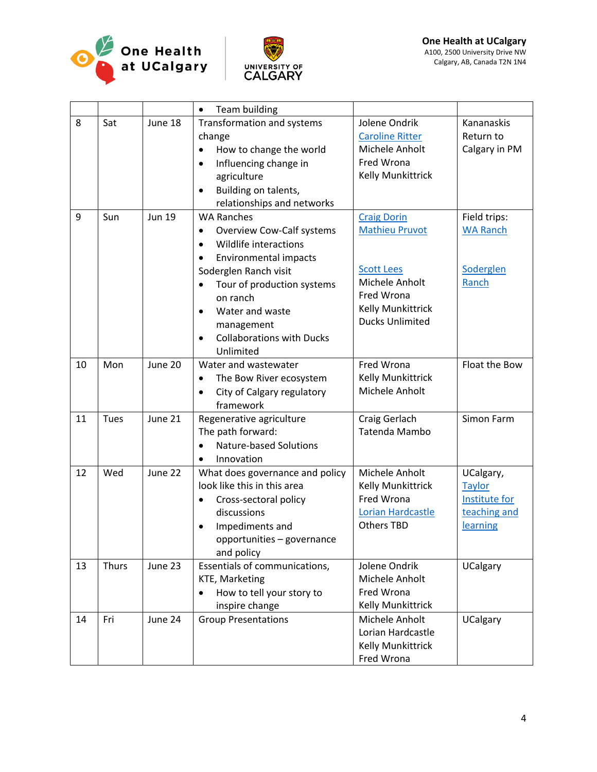| | | | | | |
|---|---|---|---|---|---|
| | | | • Team building | | |
| 8 | Sat | June 18 | Transformation and systems change<br>• How to change the world<br>• Influencing change in agriculture<br>• Building on talents, relationships and networks | Jolene Ondrik<br>Caroline Ritter<br>Michele Anholt<br>Fred Wrona<br>Kelly Munkittrick | Kananaskis Return to Calgary in PM |
| 9 | Sun | Jun 19 | WA Ranches<br>• Overview Cow-Calf systems<br>• Wildlife interactions<br>• Environmental impacts<br>Soderglen Ranch visit<br>• Tour of production systems on ranch<br>• Water and waste management<br>• Collaborations with Ducks Unlimited | Craig Dorin<br>Mathieu Pruvot<br><br>Scott Lees<br>Michele Anholt<br>Fred Wrona<br>Kelly Munkittrick<br>Ducks Unlimited | Field trips:<br>WA Ranch<br><br>Soderglen Ranch |
| 10 | Mon | June 20 | Water and wastewater<br>• The Bow River ecosystem<br>• City of Calgary regulatory framework | Fred Wrona<br>Kelly Munkittrick<br>Michele Anholt | Float the Bow |
| 11 | Tues | June 21 | Regenerative agriculture<br>The path forward:<br>• Nature-based Solutions<br>• Innovation | Craig Gerlach<br>Tatenda Mambo | Simon Farm |
| 12 | Wed | June 22 | What does governance and policy look like this in this area<br>• Cross-sectoral policy discussions<br>• Impediments and opportunities – governance and policy | Michele Anholt<br>Kelly Munkittrick<br>Fred Wrona<br>Lorian Hardcastle<br>Others TBD | UCalgary, Taylor Institute for teaching and learning |
| 13 | Thurs | June 23 | Essentials of communications, KTE, Marketing<br>• How to tell your story to inspire change | Jolene Ondrik<br>Michele Anholt<br>Fred Wrona<br>Kelly Munkittrick | UCalgary |
| 14 | Fri | June 24 | Group Presentations | Michele Anholt<br>Lorian Hardcastle<br>Kelly Munkittrick<br>Fred Wrona | UCalgary |